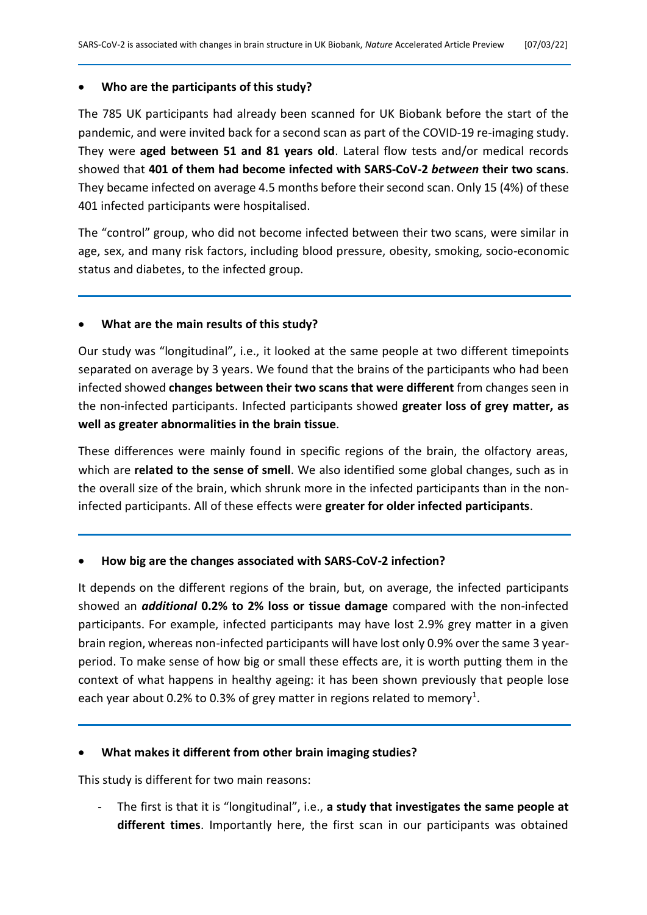- **Who are the participants of this study?**

The 785 UK participants had already been scanned for UK Biobank before the start of the pandemic, and were invited back for a second scan as part of the COVID-19 re-imaging study. They were **aged between 51 and 81 years old**. Lateral flow tests and/or medical records showed that **401 of them had become infected with SARS-CoV-2 *between* their two scans**. They became infected on average 4.5 months before their second scan. Only 15 (4%) of these 401 infected participants were hospitalised.

The "control" group, who did not become infected between their two scans, were similar in age, sex, and many risk factors, including blood pressure, obesity, smoking, socio-economic status and diabetes, to the infected group.

- **What are the main results of this study?**

Our study was "longitudinal", i.e., it looked at the same people at two different timepoints separated on average by 3 years. We found that the brains of the participants who had been infected showed **changes between their two scans that were different** from changes seen in the non-infected participants. Infected participants showed **greater loss of grey matter, as well as greater abnormalities in the brain tissue**.

These differences were mainly found in specific regions of the brain, the olfactory areas, which are **related to the sense of smell**. We also identified some global changes, such as in the overall size of the brain, which shrunk more in the infected participants than in the non-infected participants. All of these effects were **greater for older infected participants**.

- **How big are the changes associated with SARS-CoV-2 infection?**

It depends on the different regions of the brain, but, on average, the infected participants showed an ***additional* 0.2% to 2% loss or tissue damage** compared with the non-infected participants. For example, infected participants may have lost 2.9% grey matter in a given brain region, whereas non-infected participants will have lost only 0.9% over the same 3 year-period. To make sense of how big or small these effects are, it is worth putting them in the context of what happens in healthy ageing: it has been shown previously that people lose each year about 0.2% to 0.3% of grey matter in regions related to memory[1].

- **What makes it different from other brain imaging studies?**

This study is different for two main reasons:

- The first is that it is "longitudinal", i.e., **a study that investigates the same people at different times**. Importantly here, the first scan in our participants was obtained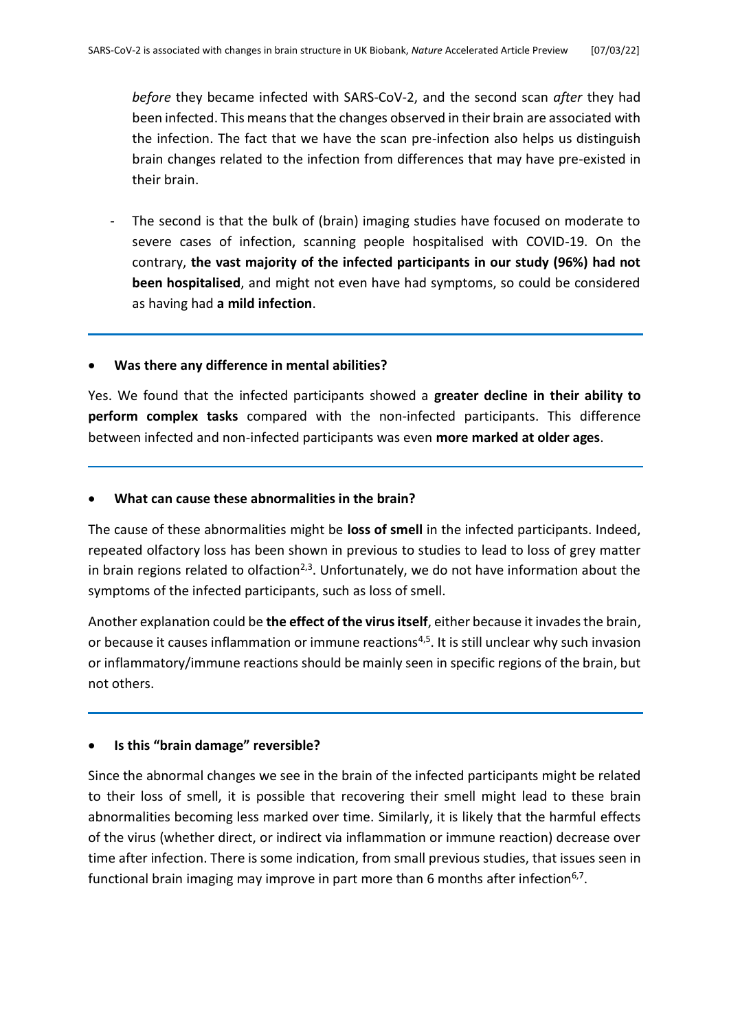*before* they became infected with SARS-CoV-2, and the second scan *after* they had been infected. This means that the changes observed in their brain are associated with the infection. The fact that we have the scan pre-infection also helps us distinguish brain changes related to the infection from differences that may have pre-existed in their brain.

- The second is that the bulk of (brain) imaging studies have focused on moderate to severe cases of infection, scanning people hospitalised with COVID-19. On the contrary, **the vast majority of the infected participants in our study (96%) had not been hospitalised**, and might not even have had symptoms, so could be considered as having had **a mild infection**.

---

- **Was there any difference in mental abilities?**

Yes. We found that the infected participants showed a **greater decline in their ability to perform complex tasks** compared with the non-infected participants. This difference between infected and non-infected participants was even **more marked at older ages**.

---

- **What can cause these abnormalities in the brain?**

The cause of these abnormalities might be **loss of smell** in the infected participants. Indeed, repeated olfactory loss has been shown in previous to studies to lead to loss of grey matter in brain regions related to olfaction[2,3]. Unfortunately, we do not have information about the symptoms of the infected participants, such as loss of smell.

Another explanation could be **the effect of the virus itself**, either because it invades the brain, or because it causes inflammation or immune reactions[4,5]. It is still unclear why such invasion or inflammatory/immune reactions should be mainly seen in specific regions of the brain, but not others.

---

- **Is this "brain damage" reversible?**

Since the abnormal changes we see in the brain of the infected participants might be related to their loss of smell, it is possible that recovering their smell might lead to these brain abnormalities becoming less marked over time. Similarly, it is likely that the harmful effects of the virus (whether direct, or indirect via inflammation or immune reaction) decrease over time after infection. There is some indication, from small previous studies, that issues seen in functional brain imaging may improve in part more than 6 months after infection[6,7].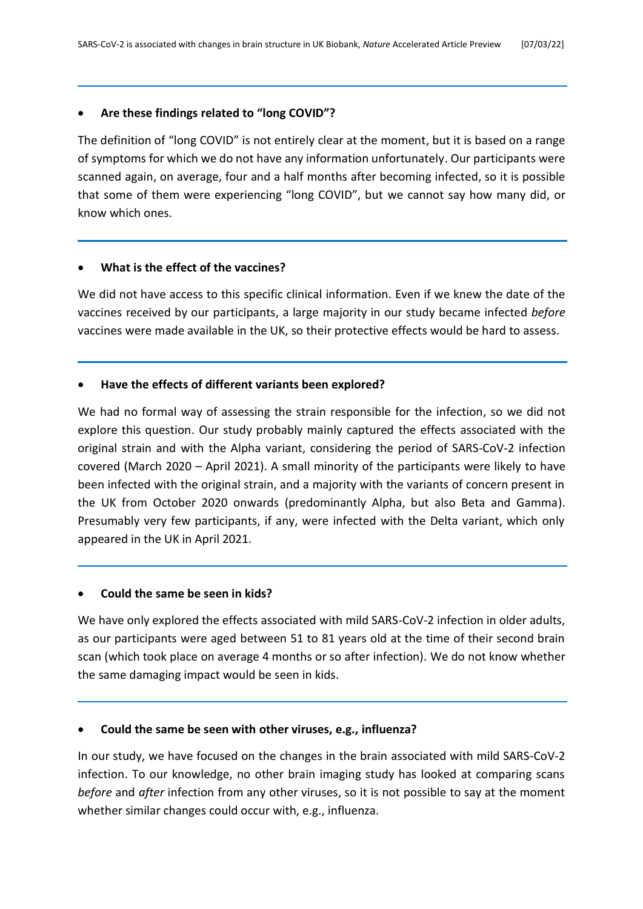- **Are these findings related to "long COVID"?**

The definition of "long COVID" is not entirely clear at the moment, but it is based on a range of symptoms for which we do not have any information unfortunately. Our participants were scanned again, on average, four and a half months after becoming infected, so it is possible that some of them were experiencing "long COVID", but we cannot say how many did, or know which ones.

- **What is the effect of the vaccines?**

We did not have access to this specific clinical information. Even if we knew the date of the vaccines received by our participants, a large majority in our study became infected *before* vaccines were made available in the UK, so their protective effects would be hard to assess.

- **Have the effects of different variants been explored?**

We had no formal way of assessing the strain responsible for the infection, so we did not explore this question. Our study probably mainly captured the effects associated with the original strain and with the Alpha variant, considering the period of SARS-CoV-2 infection covered (March 2020 – April 2021). A small minority of the participants were likely to have been infected with the original strain, and a majority with the variants of concern present in the UK from October 2020 onwards (predominantly Alpha, but also Beta and Gamma). Presumably very few participants, if any, were infected with the Delta variant, which only appeared in the UK in April 2021.

- **Could the same be seen in kids?**

We have only explored the effects associated with mild SARS-CoV-2 infection in older adults, as our participants were aged between 51 to 81 years old at the time of their second brain scan (which took place on average 4 months or so after infection). We do not know whether the same damaging impact would be seen in kids.

- **Could the same be seen with other viruses, e.g., influenza?**

In our study, we have focused on the changes in the brain associated with mild SARS-CoV-2 infection. To our knowledge, no other brain imaging study has looked at comparing scans *before* and *after* infection from any other viruses, so it is not possible to say at the moment whether similar changes could occur with, e.g., influenza.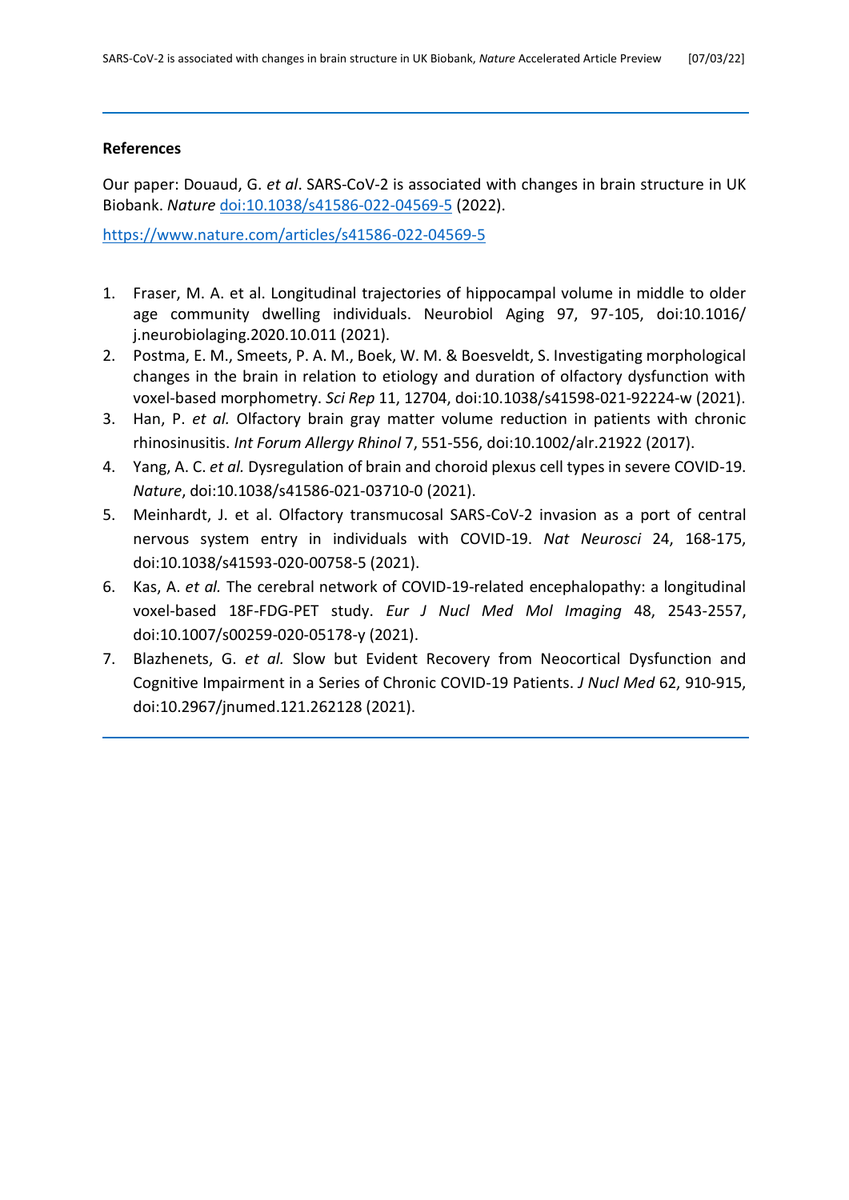**References**

Our paper: Douaud, G. *et al*. SARS-CoV-2 is associated with changes in brain structure in UK Biobank. *Nature* doi:10.1038/s41586-022-04569-5 (2022).

https://www.nature.com/articles/s41586-022-04569-5

1. Fraser, M. A. et al. Longitudinal trajectories of hippocampal volume in middle to older age community dwelling individuals. Neurobiol Aging 97, 97-105, doi:10.1016/j.neurobiolaging.2020.10.011 (2021).
2. Postma, E. M., Smeets, P. A. M., Boek, W. M. & Boesveldt, S. Investigating morphological changes in the brain in relation to etiology and duration of olfactory dysfunction with voxel-based morphometry. *Sci Rep* 11, 12704, doi:10.1038/s41598-021-92224-w (2021).
3. Han, P. *et al.* Olfactory brain gray matter volume reduction in patients with chronic rhinosinusitis. *Int Forum Allergy Rhinol* 7, 551-556, doi:10.1002/alr.21922 (2017).
4. Yang, A. C. *et al.* Dysregulation of brain and choroid plexus cell types in severe COVID-19. *Nature*, doi:10.1038/s41586-021-03710-0 (2021).
5. Meinhardt, J. et al. Olfactory transmucosal SARS-CoV-2 invasion as a port of central nervous system entry in individuals with COVID-19. *Nat Neurosci* 24, 168-175, doi:10.1038/s41593-020-00758-5 (2021).
6. Kas, A. *et al.* The cerebral network of COVID-19-related encephalopathy: a longitudinal voxel-based 18F-FDG-PET study. *Eur J Nucl Med Mol Imaging* 48, 2543-2557, doi:10.1007/s00259-020-05178-y (2021).
7. Blazhenets, G. *et al.* Slow but Evident Recovery from Neocortical Dysfunction and Cognitive Impairment in a Series of Chronic COVID-19 Patients. *J Nucl Med* 62, 910-915, doi:10.2967/jnumed.121.262128 (2021).